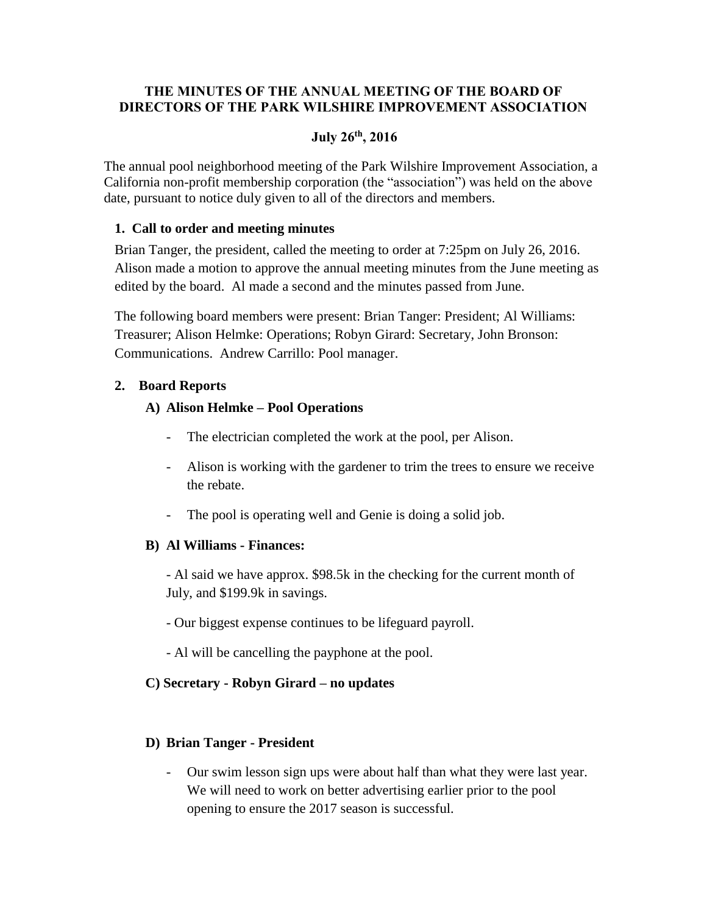**THE MINUTES OF THE ANNUAL MEETING OF THE BOARD OF DIRECTORS OF THE PARK WILSHIRE IMPROVEMENT ASSOCIATION**

**July 26th, 2016**

The annual pool neighborhood meeting of the Park Wilshire Improvement Association, a California non-profit membership corporation (the "association") was held on the above date, pursuant to notice duly given to all of the directors and members.

1. **Call to order and meeting minutes**

Brian Tanger, the president, called the meeting to order at 7:25pm on July 26, 2016. Alison made a motion to approve the annual meeting minutes from the June meeting as edited by the board. Al made a second and the minutes passed from June.

The following board members were present: Brian Tanger: President; Al Williams: Treasurer; Alison Helmke: Operations; Robyn Girard: Secretary, John Bronson: Communications. Andrew Carrillo: Pool manager.

2. **Board Reports**

**A) Alison Helmke – Pool Operations**

- The electrician completed the work at the pool, per Alison.
- Alison is working with the gardener to trim the trees to ensure we receive the rebate.
- The pool is operating well and Genie is doing a solid job.

**B) Al Williams - Finances:**

- Al said we have approx. $98.5k in the checking for the current month of July, and $199.9k in savings.
- Our biggest expense continues to be lifeguard payroll.
- Al will be cancelling the payphone at the pool.

**C) Secretary - Robyn Girard – no updates**

**D) Brian Tanger - President**

- Our swim lesson sign ups were about half than what they were last year. We will need to work on better advertising earlier prior to the pool opening to ensure the 2017 season is successful.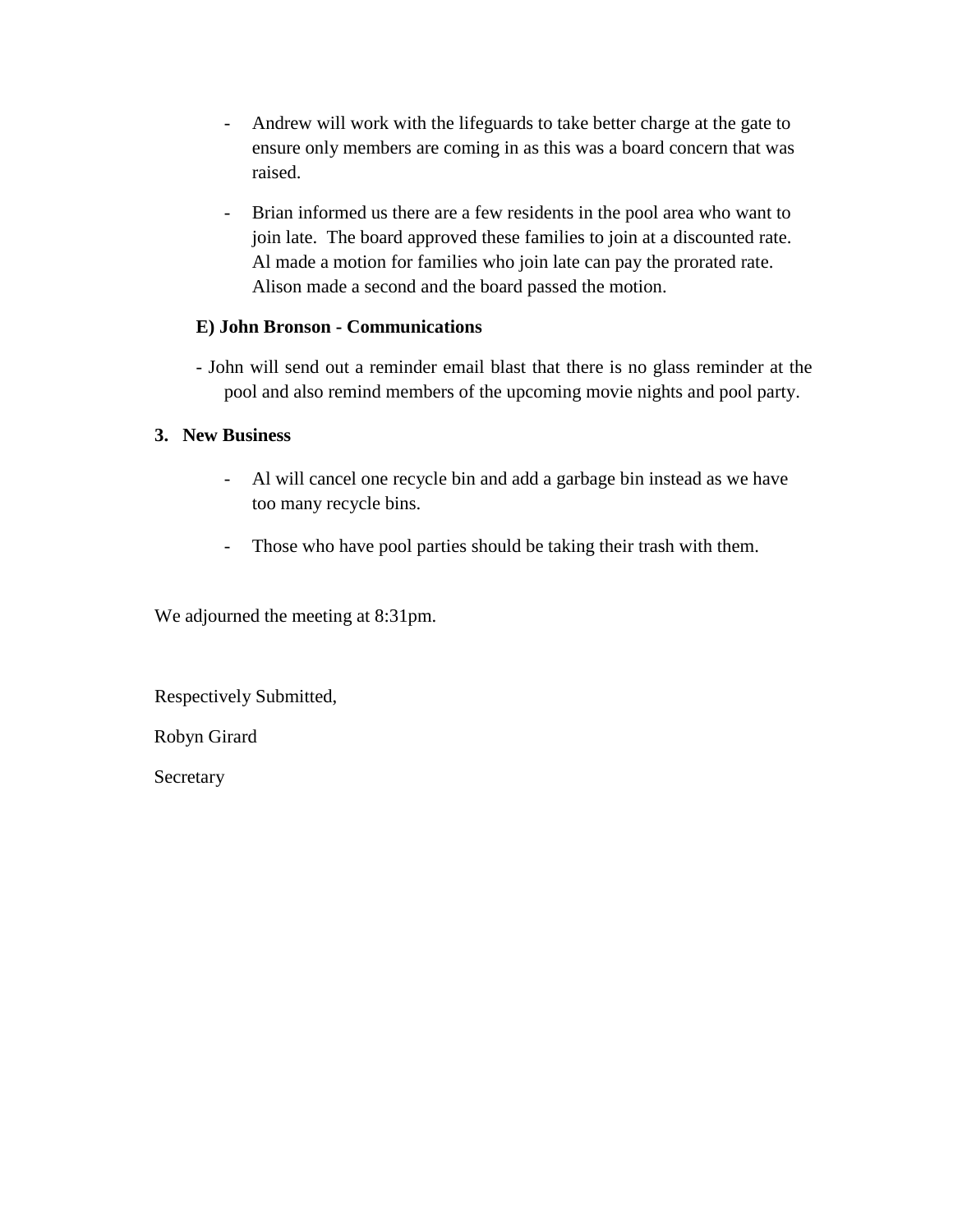- Andrew will work with the lifeguards to take better charge at the gate to ensure only members are coming in as this was a board concern that was raised.

- Brian informed us there are a few residents in the pool area who want to join late. The board approved these families to join at a discounted rate. Al made a motion for families who join late can pay the prorated rate. Alison made a second and the board passed the motion.

**E) John Bronson - Communications**

- John will send out a reminder email blast that there is no glass reminder at the pool and also remind members of the upcoming movie nights and pool party.

**3. New Business**

- Al will cancel one recycle bin and add a garbage bin instead as we have too many recycle bins.

- Those who have pool parties should be taking their trash with them.

We adjourned the meeting at 8:31pm.

Respectively Submitted,

Robyn Girard

Secretary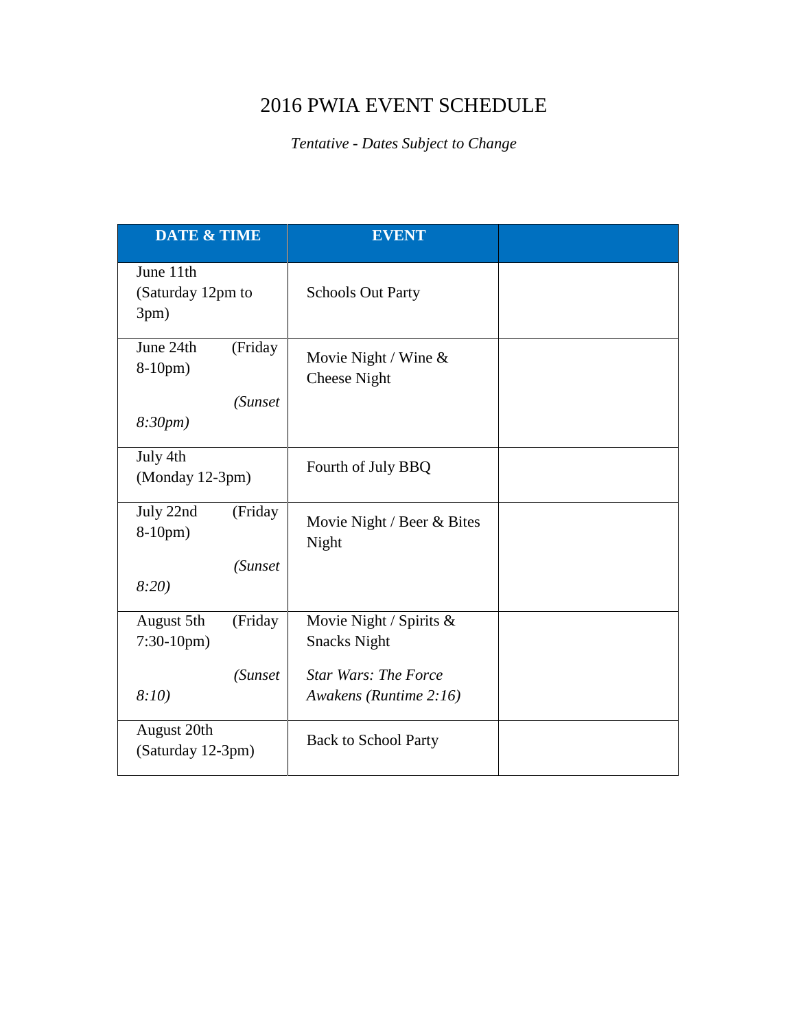# 2016 PWIA EVENT SCHEDULE

*Tentative - Dates Subject to Change*

| DATE & TIME | EVENT | |
|---|---|---|
| June 11th (Saturday 12pm to 3pm) | Schools Out Party | |
| June 24th (Friday 8-10pm) *(Sunset 8:30pm)* | Movie Night / Wine & Cheese Night | |
| July 4th (Monday 12-3pm) | Fourth of July BBQ | |
| July 22nd (Friday 8-10pm) *(Sunset 8:20)* | Movie Night / Beer & Bites Night | |
| August 5th (Friday 7:30-10pm) *(Sunset 8:10)* | Movie Night / Spirits & Snacks Night *Star Wars: The Force Awakens (Runtime 2:16)* | |
| August 20th (Saturday 12-3pm) | Back to School Party | |